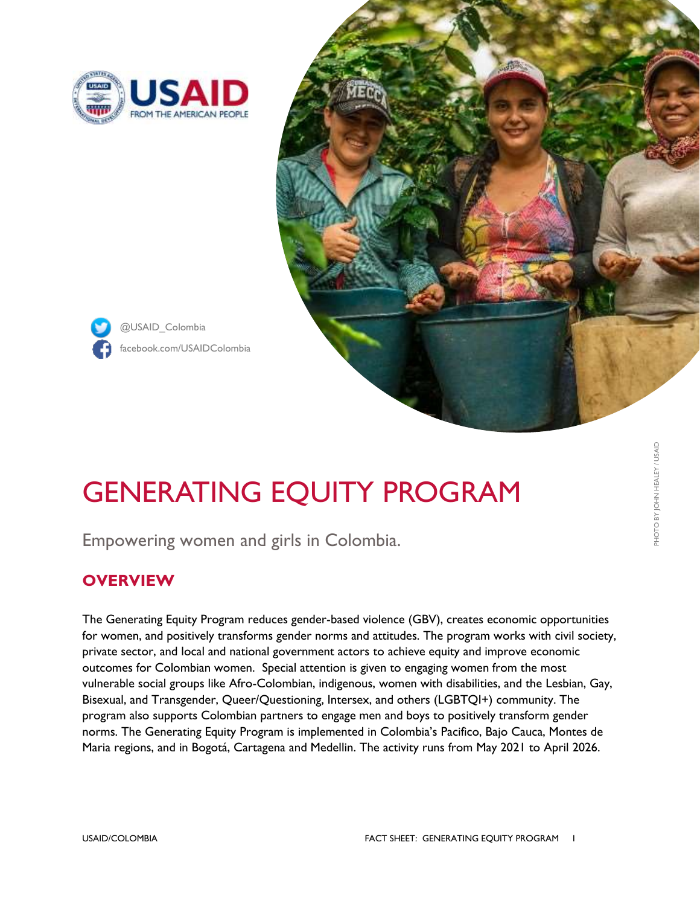USAID
FROM THE AMERICAN PEOPLE

@USAID_Colombia

facebook.com/USAIDColombia

PHOTO BY JOHN HEALEY / USAID

# GENERATING EQUITY PROGRAM

Empowering women and girls in Colombia.

## OVERVIEW

The Generating Equity Program reduces gender-based violence (GBV), creates economic opportunities for women, and positively transforms gender norms and attitudes. The program works with civil society, private sector, and local and national government actors to achieve equity and improve economic outcomes for Colombian women. Special attention is given to engaging women from the most vulnerable social groups like Afro-Colombian, indigenous, women with disabilities, and the Lesbian, Gay, Bisexual, and Transgender, Queer/Questioning, Intersex, and others (LGBTQI+) community. The program also supports Colombian partners to engage men and boys to positively transform gender norms. The Generating Equity Program is implemented in Colombia's Pacifico, Bajo Cauca, Montes de Maria regions, and in Bogotá, Cartagena and Medellin. The activity runs from May 2021 to April 2026.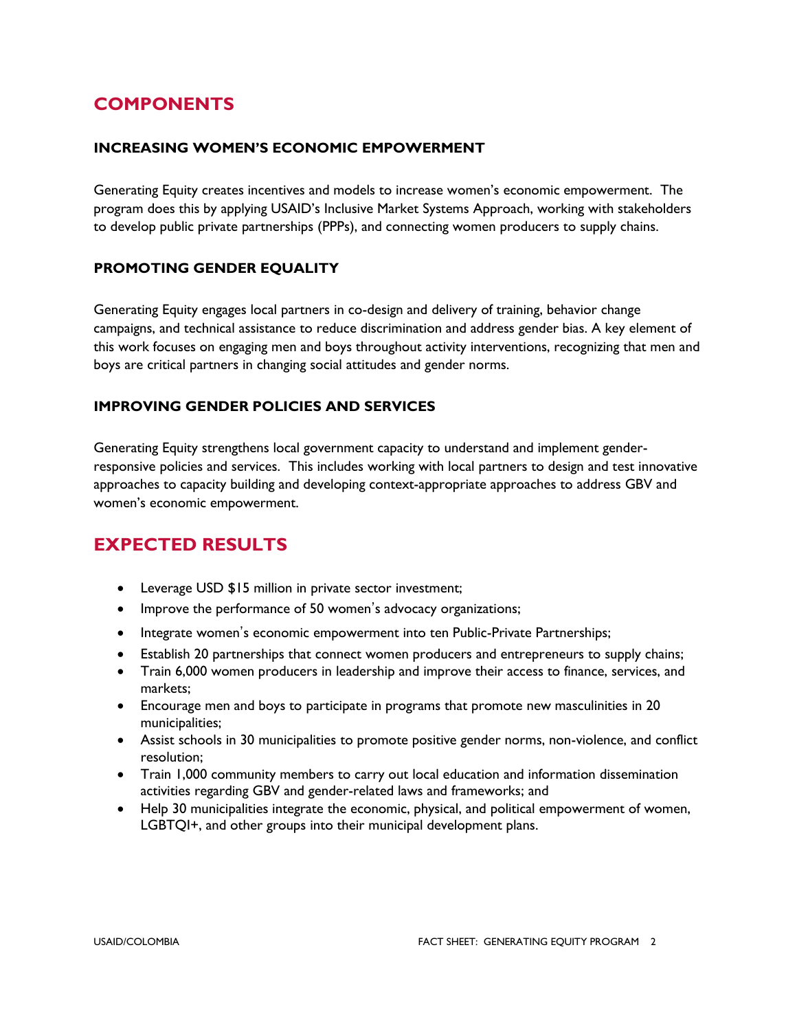## COMPONENTS

### INCREASING WOMEN'S ECONOMIC EMPOWERMENT

Generating Equity creates incentives and models to increase women's economic empowerment. The program does this by applying USAID's Inclusive Market Systems Approach, working with stakeholders to develop public private partnerships (PPPs), and connecting women producers to supply chains.

### PROMOTING GENDER EQUALITY

Generating Equity engages local partners in co-design and delivery of training, behavior change campaigns, and technical assistance to reduce discrimination and address gender bias. A key element of this work focuses on engaging men and boys throughout activity interventions, recognizing that men and boys are critical partners in changing social attitudes and gender norms.

### IMPROVING GENDER POLICIES AND SERVICES

Generating Equity strengthens local government capacity to understand and implement gender-responsive policies and services. This includes working with local partners to design and test innovative approaches to capacity building and developing context-appropriate approaches to address GBV and women's economic empowerment.

## EXPECTED RESULTS

- Leverage USD $15 million in private sector investment;
- Improve the performance of 50 women's advocacy organizations;
- Integrate women's economic empowerment into ten Public-Private Partnerships;
- Establish 20 partnerships that connect women producers and entrepreneurs to supply chains;
- Train 6,000 women producers in leadership and improve their access to finance, services, and markets;
- Encourage men and boys to participate in programs that promote new masculinities in 20 municipalities;
- Assist schools in 30 municipalities to promote positive gender norms, non-violence, and conflict resolution;
- Train 1,000 community members to carry out local education and information dissemination activities regarding GBV and gender-related laws and frameworks; and
- Help 30 municipalities integrate the economic, physical, and political empowerment of women, LGBTQI+, and other groups into their municipal development plans.